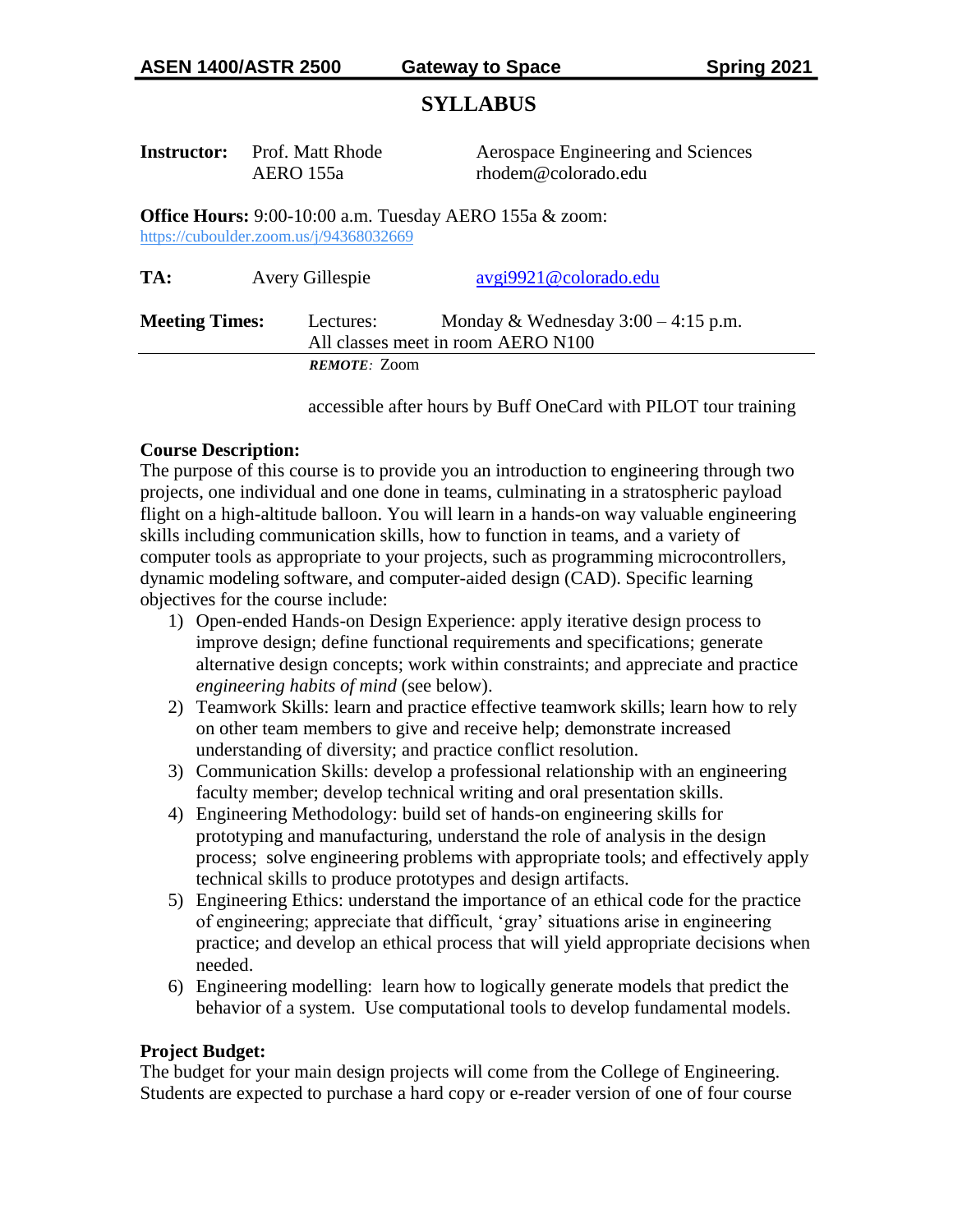**ASEN 1400/ASTR 2500 Gateway to Space Spring 2021**

# SYLLABUS

**Instructor:** Prof. Matt Rhode — Aerospace Engineering and Sciences
AERO 155a — rhodem@colorado.edu

**Office Hours:** 9:00-10:00 a.m. Tuesday AERO 155a & zoom:
https://cuboulder.zoom.us/j/94368032669

**TA:** Avery Gillespie — avgi9921@colorado.edu

**Meeting Times:** Lectures: Monday & Wednesday 3:00 – 4:15 p.m.
All classes meet in room AERO N100

***REMOTE*:** Zoom

accessible after hours by Buff OneCard with PILOT tour training

**Course Description:**

The purpose of this course is to provide you an introduction to engineering through two projects, one individual and one done in teams, culminating in a stratospheric payload flight on a high-altitude balloon. You will learn in a hands-on way valuable engineering skills including communication skills, how to function in teams, and a variety of computer tools as appropriate to your projects, such as programming microcontrollers, dynamic modeling software, and computer-aided design (CAD). Specific learning objectives for the course include:

1) Open-ended Hands-on Design Experience: apply iterative design process to improve design; define functional requirements and specifications; generate alternative design concepts; work within constraints; and appreciate and practice *engineering habits of mind* (see below).
2) Teamwork Skills: learn and practice effective teamwork skills; learn how to rely on other team members to give and receive help; demonstrate increased understanding of diversity; and practice conflict resolution.
3) Communication Skills: develop a professional relationship with an engineering faculty member; develop technical writing and oral presentation skills.
4) Engineering Methodology: build set of hands-on engineering skills for prototyping and manufacturing, understand the role of analysis in the design process; solve engineering problems with appropriate tools; and effectively apply technical skills to produce prototypes and design artifacts.
5) Engineering Ethics: understand the importance of an ethical code for the practice of engineering; appreciate that difficult, 'gray' situations arise in engineering practice; and develop an ethical process that will yield appropriate decisions when needed.
6) Engineering modelling: learn how to logically generate models that predict the behavior of a system. Use computational tools to develop fundamental models.

**Project Budget:**

The budget for your main design projects will come from the College of Engineering. Students are expected to purchase a hard copy or e-reader version of one of four course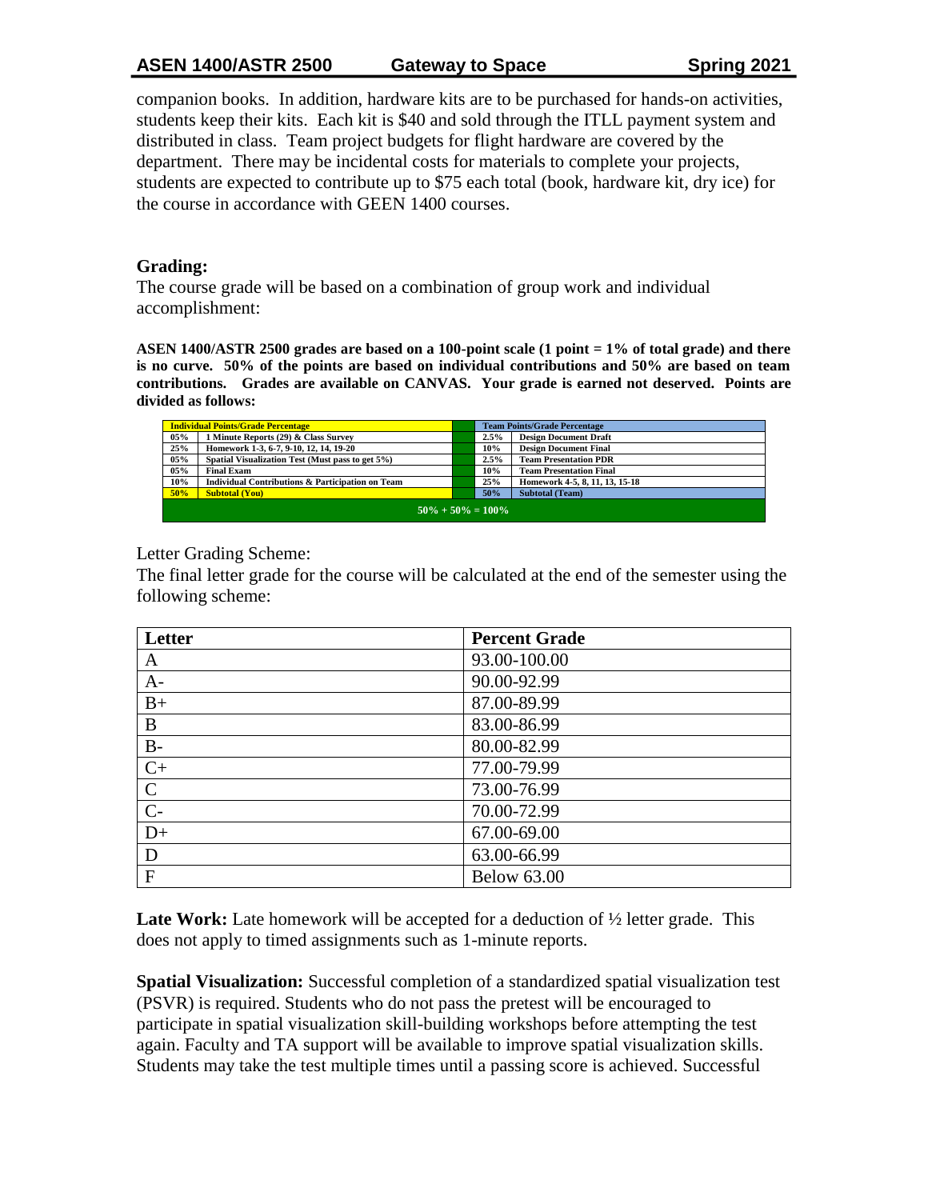companion books. In addition, hardware kits are to be purchased for hands-on activities, students keep their kits. Each kit is $40 and sold through the ITLL payment system and distributed in class. Team project budgets for flight hardware are covered by the department. There may be incidental costs for materials to complete your projects, students are expected to contribute up to $75 each total (book, hardware kit, dry ice) for the course in accordance with GEEN 1400 courses.

## Grading:

The course grade will be based on a combination of group work and individual accomplishment:

**ASEN 1400/ASTR 2500 grades are based on a 100-point scale (1 point = 1% of total grade) and there is no curve. 50% of the points are based on individual contributions and 50% are based on team contributions. Grades are available on CANVAS. Your grade is earned not deserved. Points are divided as follows:**

| Individual Points/Grade Percentage | | | Team Points/Grade Percentage | |
|---|---|---|---|---|
| 05% | 1 Minute Reports (29) & Class Survey | | 2.5% | Design Document Draft |
| 25% | Homework 1-3, 6-7, 9-10, 12, 14, 19-20 | | 10% | Design Document Final |
| 05% | Spatial Visualization Test (Must pass to get 5%) | | 2.5% | Team Presentation PDR |
| 05% | Final Exam | | 10% | Team Presentation Final |
| 10% | Individual Contributions & Participation on Team | | 25% | Homework 4-5, 8, 11, 13, 15-18 |
| 50% | Subtotal (You) | | 50% | Subtotal (Team) |
| 50% + 50% = 100% | | | | |

Letter Grading Scheme:

The final letter grade for the course will be calculated at the end of the semester using the following scheme:

| Letter | Percent Grade |
|---|---|
| A | 93.00-100.00 |
| A- | 90.00-92.99 |
| B+ | 87.00-89.99 |
| B | 83.00-86.99 |
| B- | 80.00-82.99 |
| C+ | 77.00-79.99 |
| C | 73.00-76.99 |
| C- | 70.00-72.99 |
| D+ | 67.00-69.00 |
| D | 63.00-66.99 |
| F | Below 63.00 |

**Late Work:** Late homework will be accepted for a deduction of ½ letter grade. This does not apply to timed assignments such as 1-minute reports.

**Spatial Visualization:** Successful completion of a standardized spatial visualization test (PSVR) is required. Students who do not pass the pretest will be encouraged to participate in spatial visualization skill-building workshops before attempting the test again. Faculty and TA support will be available to improve spatial visualization skills. Students may take the test multiple times until a passing score is achieved. Successful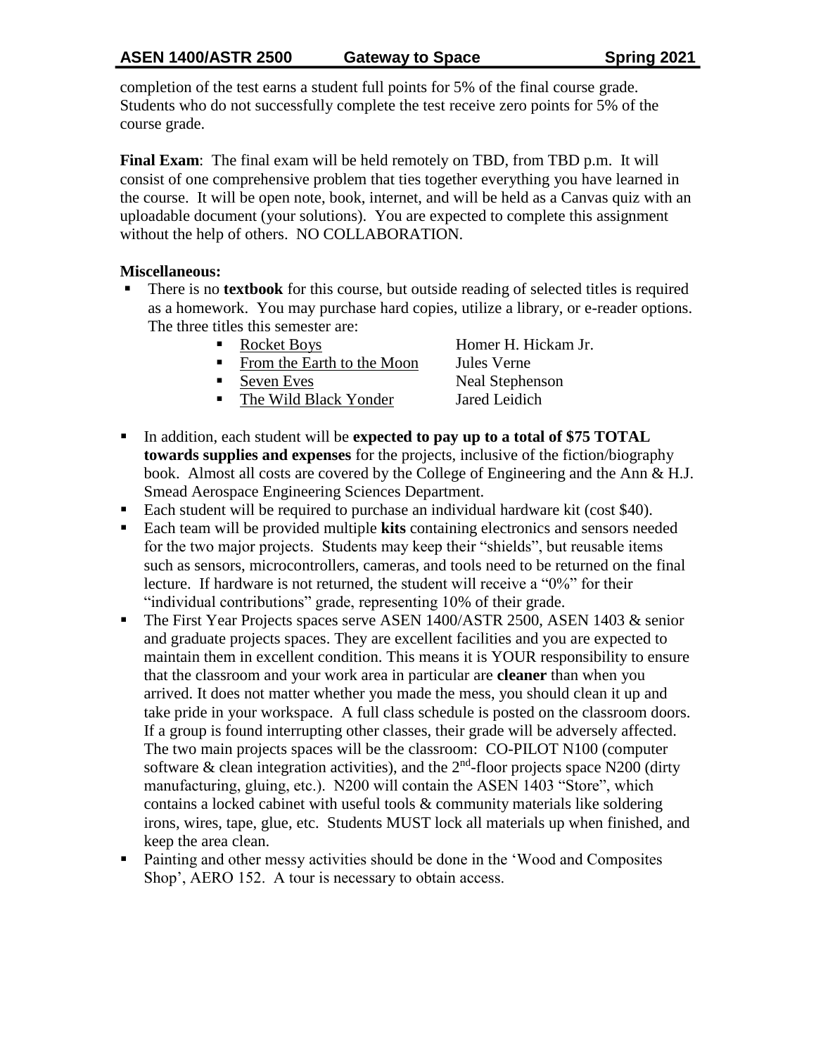completion of the test earns a student full points for 5% of the final course grade. Students who do not successfully complete the test receive zero points for 5% of the course grade.

**Final Exam**: The final exam will be held remotely on TBD, from TBD p.m. It will consist of one comprehensive problem that ties together everything you have learned in the course. It will be open note, book, internet, and will be held as a Canvas quiz with an uploadable document (your solutions). You are expected to complete this assignment without the help of others. NO COLLABORATION.

**Miscellaneous:**

- There is no **textbook** for this course, but outside reading of selected titles is required as a homework. You may purchase hard copies, utilize a library, or e-reader options. The three titles this semester are:
  - Rocket Boys — Homer H. Hickam Jr.
  - From the Earth to the Moon — Jules Verne
  - Seven Eves — Neal Stephenson
  - The Wild Black Yonder — Jared Leidich
- In addition, each student will be **expected to pay up to a total of $75 TOTAL towards supplies and expenses** for the projects, inclusive of the fiction/biography book. Almost all costs are covered by the College of Engineering and the Ann & H.J. Smead Aerospace Engineering Sciences Department.
- Each student will be required to purchase an individual hardware kit (cost $40).
- Each team will be provided multiple **kits** containing electronics and sensors needed for the two major projects. Students may keep their "shields", but reusable items such as sensors, microcontrollers, cameras, and tools need to be returned on the final lecture. If hardware is not returned, the student will receive a "0%" for their "individual contributions" grade, representing 10% of their grade.
- The First Year Projects spaces serve ASEN 1400/ASTR 2500, ASEN 1403 & senior and graduate projects spaces. They are excellent facilities and you are expected to maintain them in excellent condition. This means it is YOUR responsibility to ensure that the classroom and your work area in particular are **cleaner** than when you arrived. It does not matter whether you made the mess, you should clean it up and take pride in your workspace. A full class schedule is posted on the classroom doors. If a group is found interrupting other classes, their grade will be adversely affected. The two main projects spaces will be the classroom: CO-PILOT N100 (computer software & clean integration activities), and the 2nd-floor projects space N200 (dirty manufacturing, gluing, etc.). N200 will contain the ASEN 1403 "Store", which contains a locked cabinet with useful tools & community materials like soldering irons, wires, tape, glue, etc. Students MUST lock all materials up when finished, and keep the area clean.
- Painting and other messy activities should be done in the 'Wood and Composites Shop', AERO 152. A tour is necessary to obtain access.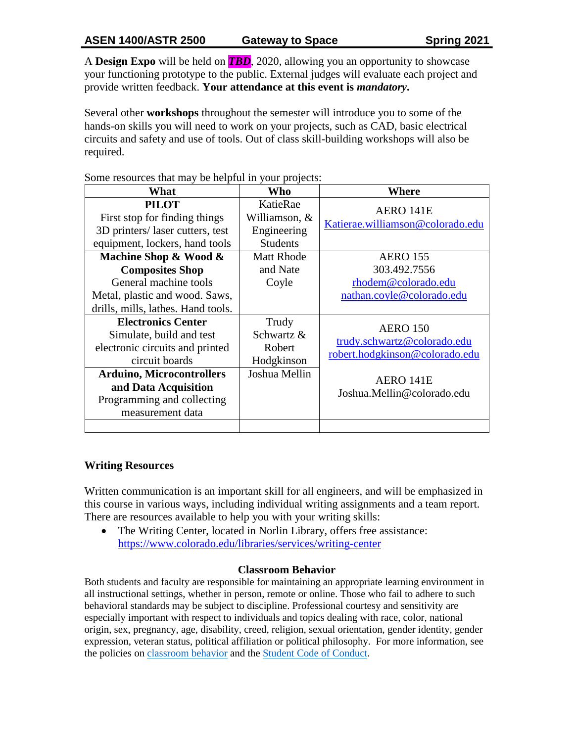A **Design Expo** will be held on ***TBD***, 2020, allowing you an opportunity to showcase your functioning prototype to the public. External judges will evaluate each project and provide written feedback. **Your attendance at this event is *mandatory*.**

Several other **workshops** throughout the semester will introduce you to some of the hands-on skills you will need to work on your projects, such as CAD, basic electrical circuits and safety and use of tools. Out of class skill-building workshops will also be required.

Some resources that may be helpful in your projects:

| What | Who | Where |
|---|---|---|
| **PILOT** First stop for finding things 3D printers/ laser cutters, test equipment, lockers, hand tools | KatieRae Williamson, & Engineering Students | AERO 141E Katierae.williamson@colorado.edu |
| **Machine Shop & Wood & Composites Shop** General machine tools Metal, plastic and wood. Saws, drills, mills, lathes. Hand tools. | Matt Rhode and Nate Coyle | AERO 155 303.492.7556 rhodem@colorado.edu nathan.coyle@colorado.edu |
| **Electronics Center** Simulate, build and test electronic circuits and printed circuit boards | Trudy Schwartz & Robert Hodgkinson | AERO 150 trudy.schwartz@colorado.edu robert.hodgkinson@colorado.edu |
| **Arduino, Microcontrollers and Data Acquisition** Programming and collecting measurement data | Joshua Mellin | AERO 141E Joshua.Mellin@colorado.edu |
| | | |

**Writing Resources**

Written communication is an important skill for all engineers, and will be emphasized in this course in various ways, including individual writing assignments and a team report. There are resources available to help you with your writing skills:

- The Writing Center, located in Norlin Library, offers free assistance: https://www.colorado.edu/libraries/services/writing-center

**Classroom Behavior**

Both students and faculty are responsible for maintaining an appropriate learning environment in all instructional settings, whether in person, remote or online. Those who fail to adhere to such behavioral standards may be subject to discipline. Professional courtesy and sensitivity are especially important with respect to individuals and topics dealing with race, color, national origin, sex, pregnancy, age, disability, creed, religion, sexual orientation, gender identity, gender expression, veteran status, political affiliation or political philosophy. For more information, see the policies on classroom behavior and the Student Code of Conduct.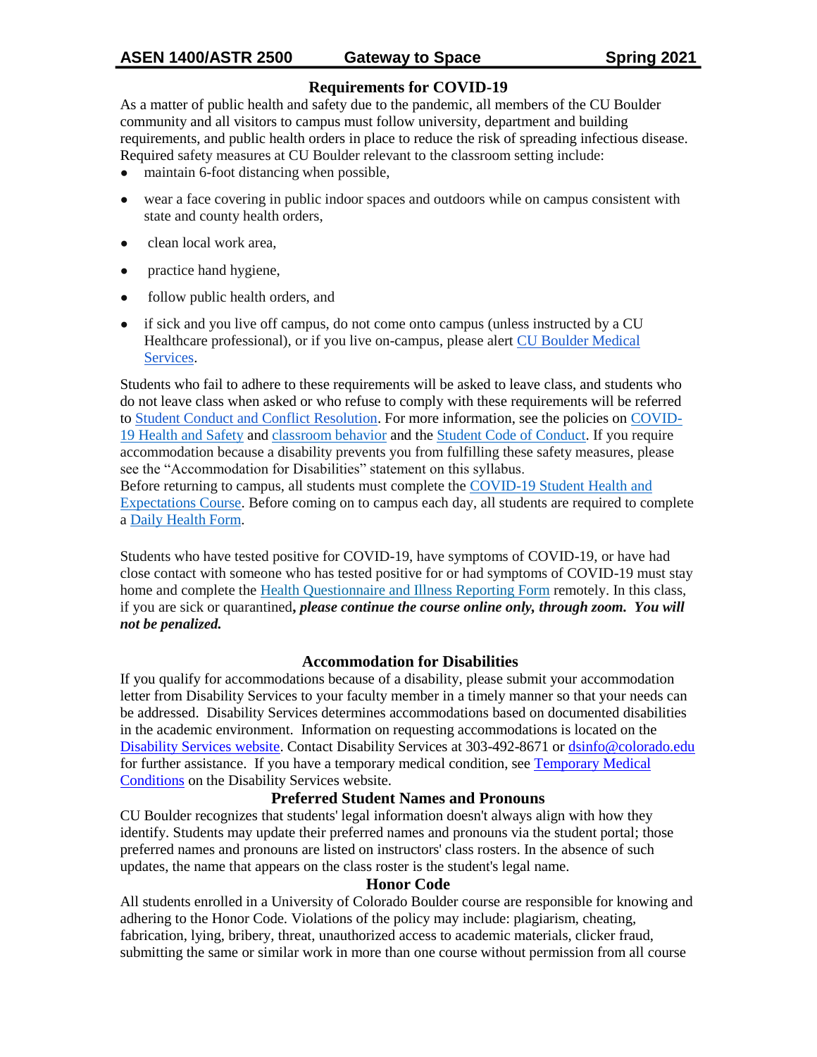## Requirements for COVID-19

As a matter of public health and safety due to the pandemic, all members of the CU Boulder community and all visitors to campus must follow university, department and building requirements, and public health orders in place to reduce the risk of spreading infectious disease. Required safety measures at CU Boulder relevant to the classroom setting include:

- maintain 6-foot distancing when possible,
- wear a face covering in public indoor spaces and outdoors while on campus consistent with state and county health orders,
- clean local work area,
- practice hand hygiene,
- follow public health orders, and
- if sick and you live off campus, do not come onto campus (unless instructed by a CU Healthcare professional), or if you live on-campus, please alert CU Boulder Medical Services.

Students who fail to adhere to these requirements will be asked to leave class, and students who do not leave class when asked or who refuse to comply with these requirements will be referred to Student Conduct and Conflict Resolution. For more information, see the policies on COVID-19 Health and Safety and classroom behavior and the Student Code of Conduct. If you require accommodation because a disability prevents you from fulfilling these safety measures, please see the "Accommodation for Disabilities" statement on this syllabus.
Before returning to campus, all students must complete the COVID-19 Student Health and Expectations Course. Before coming on to campus each day, all students are required to complete a Daily Health Form.

Students who have tested positive for COVID-19, have symptoms of COVID-19, or have had close contact with someone who has tested positive for or had symptoms of COVID-19 must stay home and complete the Health Questionnaire and Illness Reporting Form remotely. In this class, if you are sick or quarantined***, please continue the course online only, through zoom. You will not be penalized.***

## Accommodation for Disabilities

If you qualify for accommodations because of a disability, please submit your accommodation letter from Disability Services to your faculty member in a timely manner so that your needs can be addressed. Disability Services determines accommodations based on documented disabilities in the academic environment. Information on requesting accommodations is located on the Disability Services website. Contact Disability Services at 303-492-8671 or dsinfo@colorado.edu for further assistance. If you have a temporary medical condition, see Temporary Medical Conditions on the Disability Services website.

## Preferred Student Names and Pronouns

CU Boulder recognizes that students' legal information doesn't always align with how they identify. Students may update their preferred names and pronouns via the student portal; those preferred names and pronouns are listed on instructors' class rosters. In the absence of such updates, the name that appears on the class roster is the student's legal name.

## Honor Code

All students enrolled in a University of Colorado Boulder course are responsible for knowing and adhering to the Honor Code. Violations of the policy may include: plagiarism, cheating, fabrication, lying, bribery, threat, unauthorized access to academic materials, clicker fraud, submitting the same or similar work in more than one course without permission from all course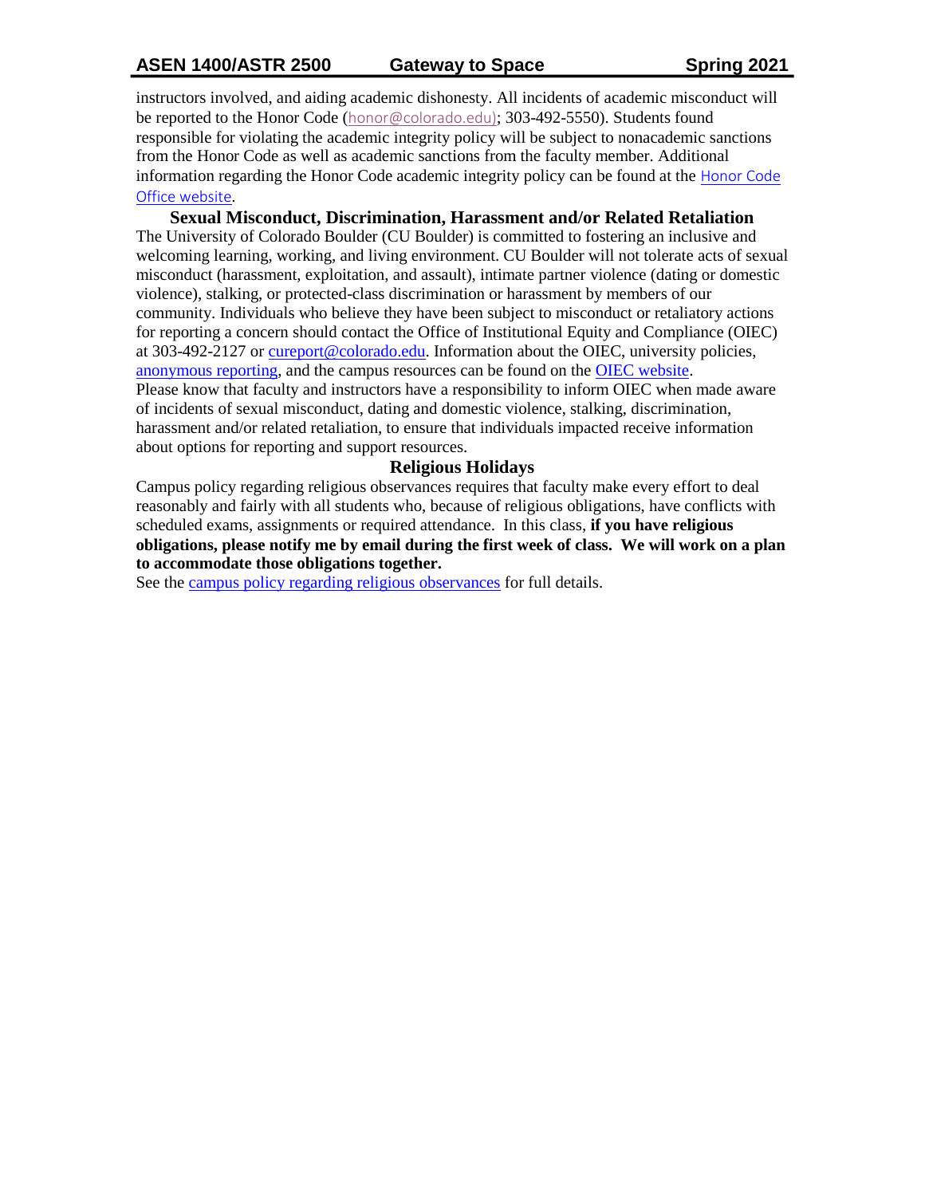instructors involved, and aiding academic dishonesty. All incidents of academic misconduct will be reported to the Honor Code (honor@colorado.edu); 303-492-5550). Students found responsible for violating the academic integrity policy will be subject to nonacademic sanctions from the Honor Code as well as academic sanctions from the faculty member. Additional information regarding the Honor Code academic integrity policy can be found at the Honor Code Office website.

### Sexual Misconduct, Discrimination, Harassment and/or Related Retaliation

The University of Colorado Boulder (CU Boulder) is committed to fostering an inclusive and welcoming learning, working, and living environment. CU Boulder will not tolerate acts of sexual misconduct (harassment, exploitation, and assault), intimate partner violence (dating or domestic violence), stalking, or protected-class discrimination or harassment by members of our community. Individuals who believe they have been subject to misconduct or retaliatory actions for reporting a concern should contact the Office of Institutional Equity and Compliance (OIEC) at 303-492-2127 or cureport@colorado.edu. Information about the OIEC, university policies, anonymous reporting, and the campus resources can be found on the OIEC website.
Please know that faculty and instructors have a responsibility to inform OIEC when made aware of incidents of sexual misconduct, dating and domestic violence, stalking, discrimination, harassment and/or related retaliation, to ensure that individuals impacted receive information about options for reporting and support resources.

### Religious Holidays

Campus policy regarding religious observances requires that faculty make every effort to deal reasonably and fairly with all students who, because of religious obligations, have conflicts with scheduled exams, assignments or required attendance. In this class, **if you have religious obligations, please notify me by email during the first week of class. We will work on a plan to accommodate those obligations together.**
See the campus policy regarding religious observances for full details.